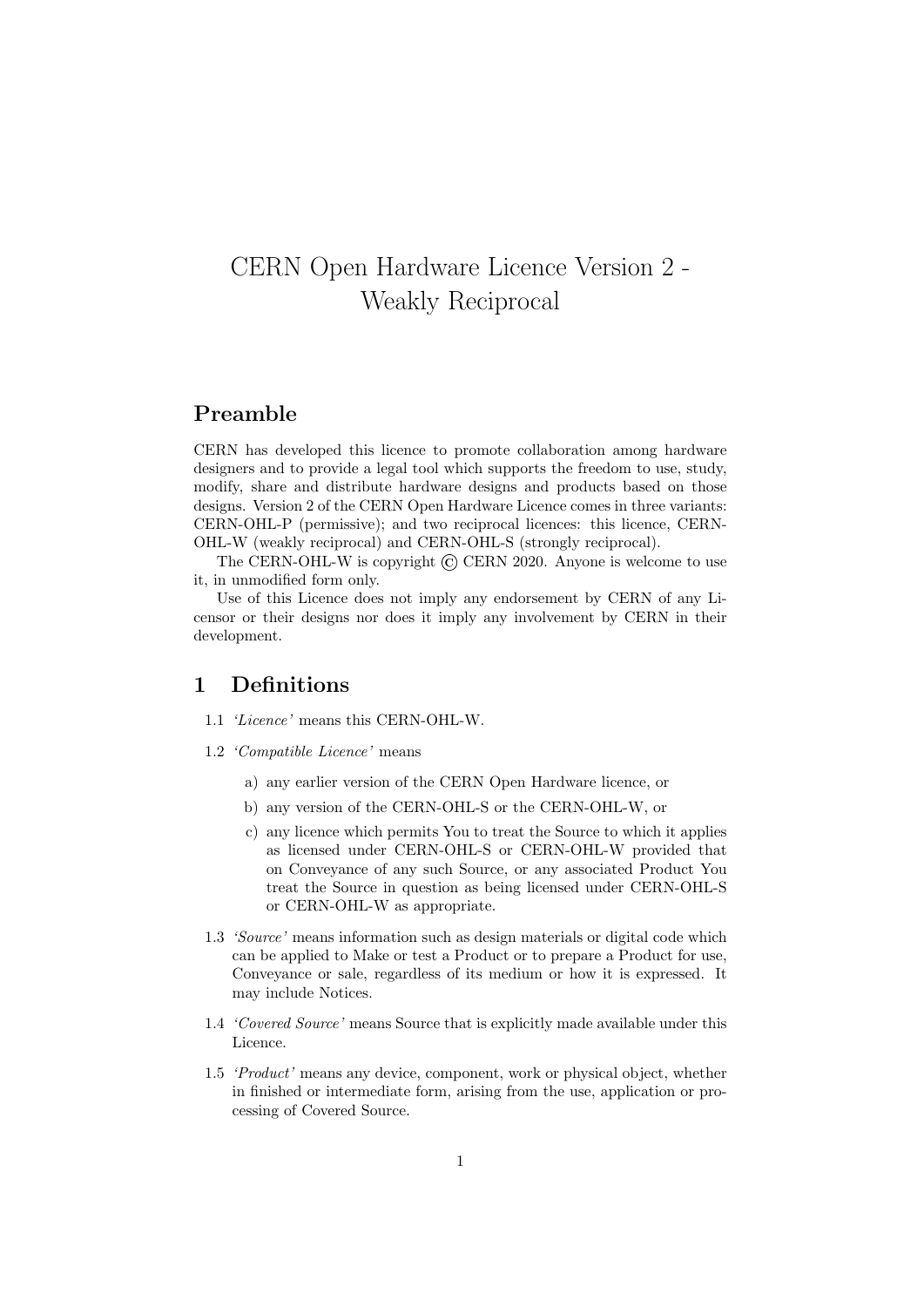# CERN Open Hardware Licence Version 2 - Weakly Reciprocal

## Preamble

CERN has developed this licence to promote collaboration among hardware designers and to provide a legal tool which supports the freedom to use, study, modify, share and distribute hardware designs and products based on those designs. Version 2 of the CERN Open Hardware Licence comes in three variants: CERN-OHL-P (permissive); and two reciprocal licences: this licence, CERN-OHL-W (weakly reciprocal) and CERN-OHL-S (strongly reciprocal).

The CERN-OHL-W is copyright © CERN 2020. Anyone is welcome to use it, in unmodified form only.

Use of this Licence does not imply any endorsement by CERN of any Licensor or their designs nor does it imply any involvement by CERN in their development.

## 1 Definitions

1.1 *'Licence'* means this CERN-OHL-W.

1.2 *'Compatible Licence'* means

- a) any earlier version of the CERN Open Hardware licence, or
- b) any version of the CERN-OHL-S or the CERN-OHL-W, or
- c) any licence which permits You to treat the Source to which it applies as licensed under CERN-OHL-S or CERN-OHL-W provided that on Conveyance of any such Source, or any associated Product You treat the Source in question as being licensed under CERN-OHL-S or CERN-OHL-W as appropriate.

1.3 *'Source'* means information such as design materials or digital code which can be applied to Make or test a Product or to prepare a Product for use, Conveyance or sale, regardless of its medium or how it is expressed. It may include Notices.

1.4 *'Covered Source'* means Source that is explicitly made available under this Licence.

1.5 *'Product'* means any device, component, work or physical object, whether in finished or intermediate form, arising from the use, application or processing of Covered Source.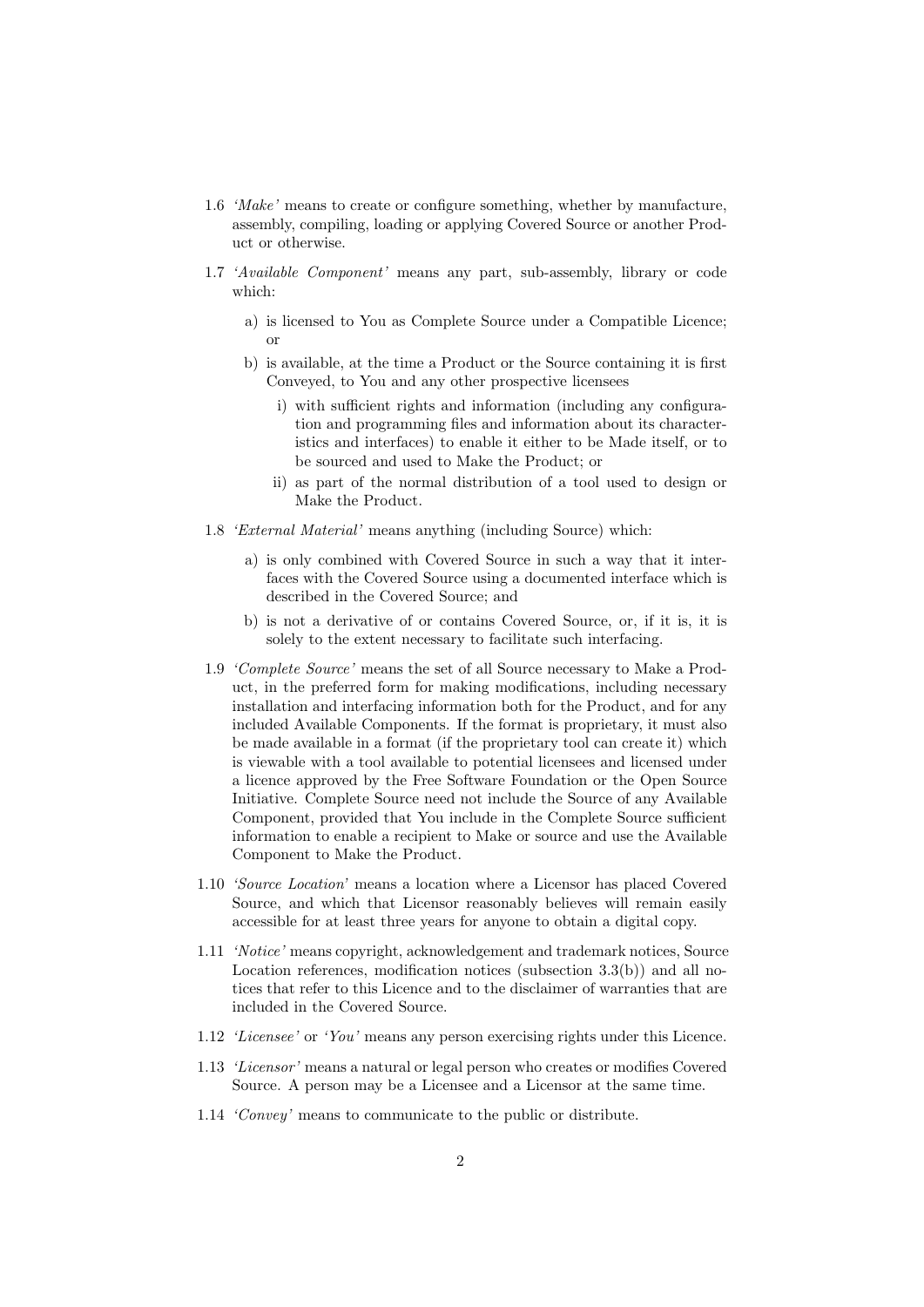1.6 *'Make'* means to create or configure something, whether by manufacture, assembly, compiling, loading or applying Covered Source or another Product or otherwise.

1.7 *'Available Component'* means any part, sub-assembly, library or code which:

   a) is licensed to You as Complete Source under a Compatible Licence; or

   b) is available, at the time a Product or the Source containing it is first Conveyed, to You and any other prospective licensees

      i) with sufficient rights and information (including any configuration and programming files and information about its characteristics and interfaces) to enable it either to be Made itself, or to be sourced and used to Make the Product; or

      ii) as part of the normal distribution of a tool used to design or Make the Product.

1.8 *'External Material'* means anything (including Source) which:

   a) is only combined with Covered Source in such a way that it interfaces with the Covered Source using a documented interface which is described in the Covered Source; and

   b) is not a derivative of or contains Covered Source, or, if it is, it is solely to the extent necessary to facilitate such interfacing.

1.9 *'Complete Source'* means the set of all Source necessary to Make a Product, in the preferred form for making modifications, including necessary installation and interfacing information both for the Product, and for any included Available Components. If the format is proprietary, it must also be made available in a format (if the proprietary tool can create it) which is viewable with a tool available to potential licensees and licensed under a licence approved by the Free Software Foundation or the Open Source Initiative. Complete Source need not include the Source of any Available Component, provided that You include in the Complete Source sufficient information to enable a recipient to Make or source and use the Available Component to Make the Product.

1.10 *'Source Location'* means a location where a Licensor has placed Covered Source, and which that Licensor reasonably believes will remain easily accessible for at least three years for anyone to obtain a digital copy.

1.11 *'Notice'* means copyright, acknowledgement and trademark notices, Source Location references, modification notices (subsection 3.3(b)) and all notices that refer to this Licence and to the disclaimer of warranties that are included in the Covered Source.

1.12 *'Licensee'* or *'You'* means any person exercising rights under this Licence.

1.13 *'Licensor'* means a natural or legal person who creates or modifies Covered Source. A person may be a Licensee and a Licensor at the same time.

1.14 *'Convey'* means to communicate to the public or distribute.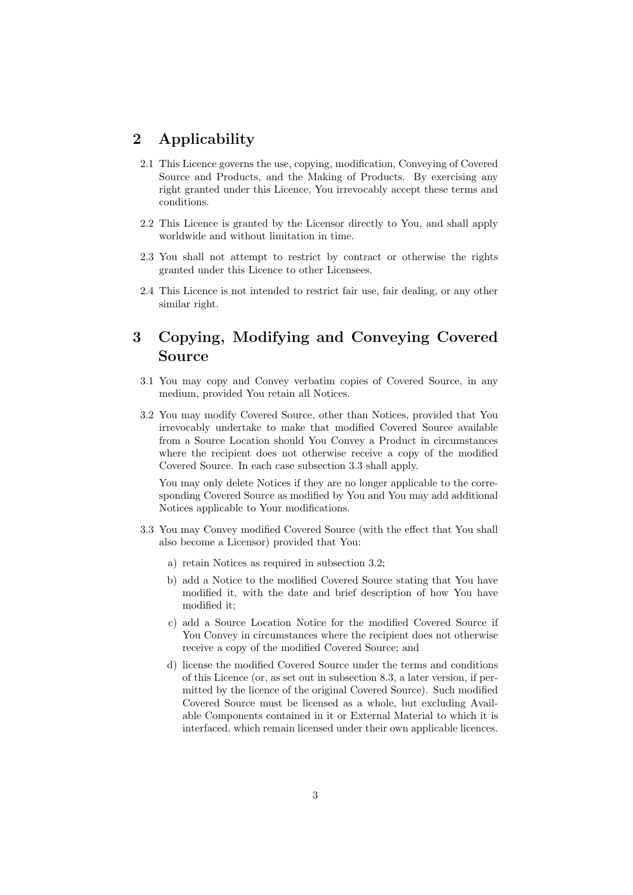## 2 Applicability

2.1 This Licence governs the use, copying, modification, Conveying of Covered Source and Products, and the Making of Products. By exercising any right granted under this Licence, You irrevocably accept these terms and conditions.

2.2 This Licence is granted by the Licensor directly to You, and shall apply worldwide and without limitation in time.

2.3 You shall not attempt to restrict by contract or otherwise the rights granted under this Licence to other Licensees.

2.4 This Licence is not intended to restrict fair use, fair dealing, or any other similar right.

## 3 Copying, Modifying and Conveying Covered Source

3.1 You may copy and Convey verbatim copies of Covered Source, in any medium, provided You retain all Notices.

3.2 You may modify Covered Source, other than Notices, provided that You irrevocably undertake to make that modified Covered Source available from a Source Location should You Convey a Product in circumstances where the recipient does not otherwise receive a copy of the modified Covered Source. In each case subsection 3.3 shall apply.

You may only delete Notices if they are no longer applicable to the corresponding Covered Source as modified by You and You may add additional Notices applicable to Your modifications.

3.3 You may Convey modified Covered Source (with the effect that You shall also become a Licensor) provided that You:

a) retain Notices as required in subsection 3.2;

b) add a Notice to the modified Covered Source stating that You have modified it, with the date and brief description of how You have modified it;

c) add a Source Location Notice for the modified Covered Source if You Convey in circumstances where the recipient does not otherwise receive a copy of the modified Covered Source; and

d) license the modified Covered Source under the terms and conditions of this Licence (or, as set out in subsection 8.3, a later version, if permitted by the licence of the original Covered Source). Such modified Covered Source must be licensed as a whole, but excluding Available Components contained in it or External Material to which it is interfaced, which remain licensed under their own applicable licences.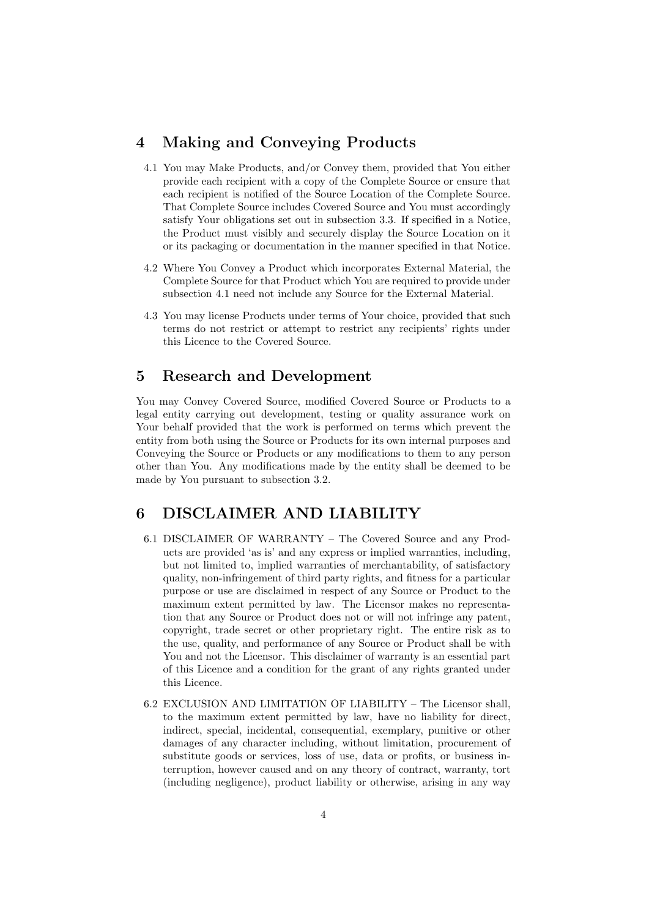## 4 Making and Conveying Products

4.1 You may Make Products, and/or Convey them, provided that You either provide each recipient with a copy of the Complete Source or ensure that each recipient is notified of the Source Location of the Complete Source. That Complete Source includes Covered Source and You must accordingly satisfy Your obligations set out in subsection 3.3. If specified in a Notice, the Product must visibly and securely display the Source Location on it or its packaging or documentation in the manner specified in that Notice.

4.2 Where You Convey a Product which incorporates External Material, the Complete Source for that Product which You are required to provide under subsection 4.1 need not include any Source for the External Material.

4.3 You may license Products under terms of Your choice, provided that such terms do not restrict or attempt to restrict any recipients' rights under this Licence to the Covered Source.

## 5 Research and Development

You may Convey Covered Source, modified Covered Source or Products to a legal entity carrying out development, testing or quality assurance work on Your behalf provided that the work is performed on terms which prevent the entity from both using the Source or Products for its own internal purposes and Conveying the Source or Products or any modifications to them to any person other than You. Any modifications made by the entity shall be deemed to be made by You pursuant to subsection 3.2.

## 6 DISCLAIMER AND LIABILITY

6.1 DISCLAIMER OF WARRANTY – The Covered Source and any Products are provided 'as is' and any express or implied warranties, including, but not limited to, implied warranties of merchantability, of satisfactory quality, non-infringement of third party rights, and fitness for a particular purpose or use are disclaimed in respect of any Source or Product to the maximum extent permitted by law. The Licensor makes no representation that any Source or Product does not or will not infringe any patent, copyright, trade secret or other proprietary right. The entire risk as to the use, quality, and performance of any Source or Product shall be with You and not the Licensor. This disclaimer of warranty is an essential part of this Licence and a condition for the grant of any rights granted under this Licence.

6.2 EXCLUSION AND LIMITATION OF LIABILITY – The Licensor shall, to the maximum extent permitted by law, have no liability for direct, indirect, special, incidental, consequential, exemplary, punitive or other damages of any character including, without limitation, procurement of substitute goods or services, loss of use, data or profits, or business interruption, however caused and on any theory of contract, warranty, tort (including negligence), product liability or otherwise, arising in any way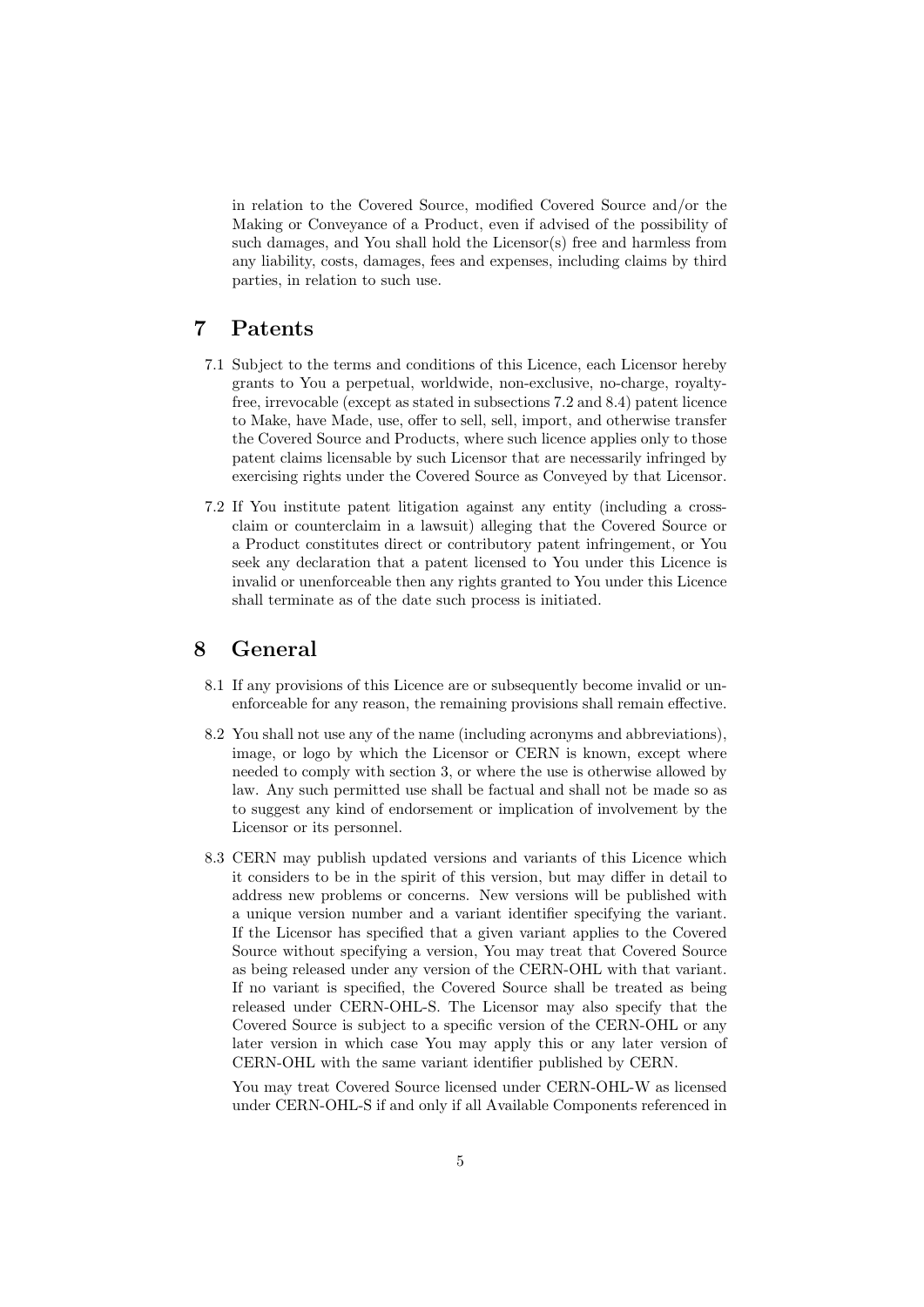in relation to the Covered Source, modified Covered Source and/or the Making or Conveyance of a Product, even if advised of the possibility of such damages, and You shall hold the Licensor(s) free and harmless from any liability, costs, damages, fees and expenses, including claims by third parties, in relation to such use.

# 7 Patents

7.1 Subject to the terms and conditions of this Licence, each Licensor hereby grants to You a perpetual, worldwide, non-exclusive, no-charge, royalty-free, irrevocable (except as stated in subsections 7.2 and 8.4) patent licence to Make, have Made, use, offer to sell, sell, import, and otherwise transfer the Covered Source and Products, where such licence applies only to those patent claims licensable by such Licensor that are necessarily infringed by exercising rights under the Covered Source as Conveyed by that Licensor.

7.2 If You institute patent litigation against any entity (including a cross-claim or counterclaim in a lawsuit) alleging that the Covered Source or a Product constitutes direct or contributory patent infringement, or You seek any declaration that a patent licensed to You under this Licence is invalid or unenforceable then any rights granted to You under this Licence shall terminate as of the date such process is initiated.

# 8 General

8.1 If any provisions of this Licence are or subsequently become invalid or unenforceable for any reason, the remaining provisions shall remain effective.

8.2 You shall not use any of the name (including acronyms and abbreviations), image, or logo by which the Licensor or CERN is known, except where needed to comply with section 3, or where the use is otherwise allowed by law. Any such permitted use shall be factual and shall not be made so as to suggest any kind of endorsement or implication of involvement by the Licensor or its personnel.

8.3 CERN may publish updated versions and variants of this Licence which it considers to be in the spirit of this version, but may differ in detail to address new problems or concerns. New versions will be published with a unique version number and a variant identifier specifying the variant. If the Licensor has specified that a given variant applies to the Covered Source without specifying a version, You may treat that Covered Source as being released under any version of the CERN-OHL with that variant. If no variant is specified, the Covered Source shall be treated as being released under CERN-OHL-S. The Licensor may also specify that the Covered Source is subject to a specific version of the CERN-OHL or any later version in which case You may apply this or any later version of CERN-OHL with the same variant identifier published by CERN.

You may treat Covered Source licensed under CERN-OHL-W as licensed under CERN-OHL-S if and only if all Available Components referenced in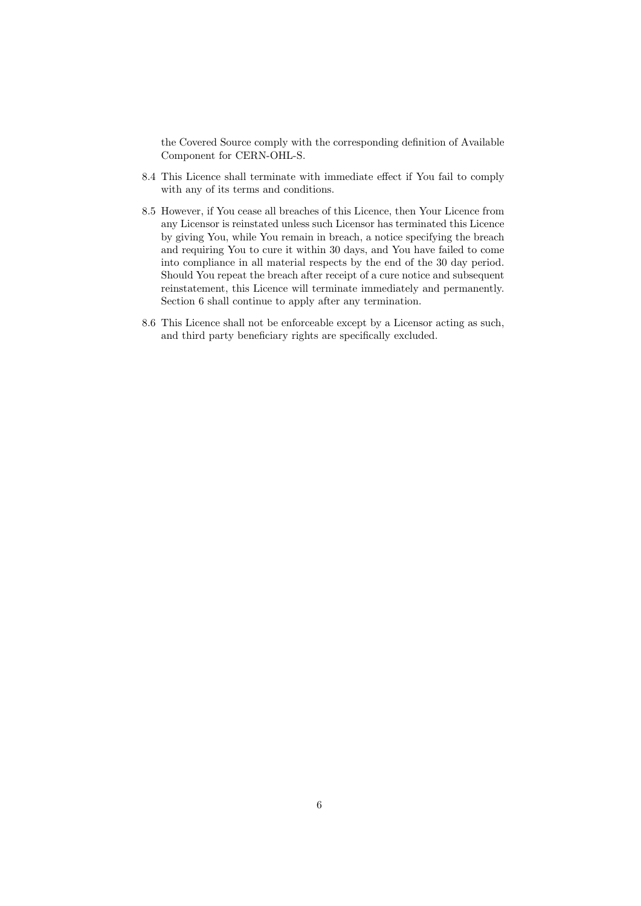the Covered Source comply with the corresponding definition of Available Component for CERN-OHL-S.

8.4 This Licence shall terminate with immediate effect if You fail to comply with any of its terms and conditions.

8.5 However, if You cease all breaches of this Licence, then Your Licence from any Licensor is reinstated unless such Licensor has terminated this Licence by giving You, while You remain in breach, a notice specifying the breach and requiring You to cure it within 30 days, and You have failed to come into compliance in all material respects by the end of the 30 day period. Should You repeat the breach after receipt of a cure notice and subsequent reinstatement, this Licence will terminate immediately and permanently. Section 6 shall continue to apply after any termination.

8.6 This Licence shall not be enforceable except by a Licensor acting as such, and third party beneficiary rights are specifically excluded.